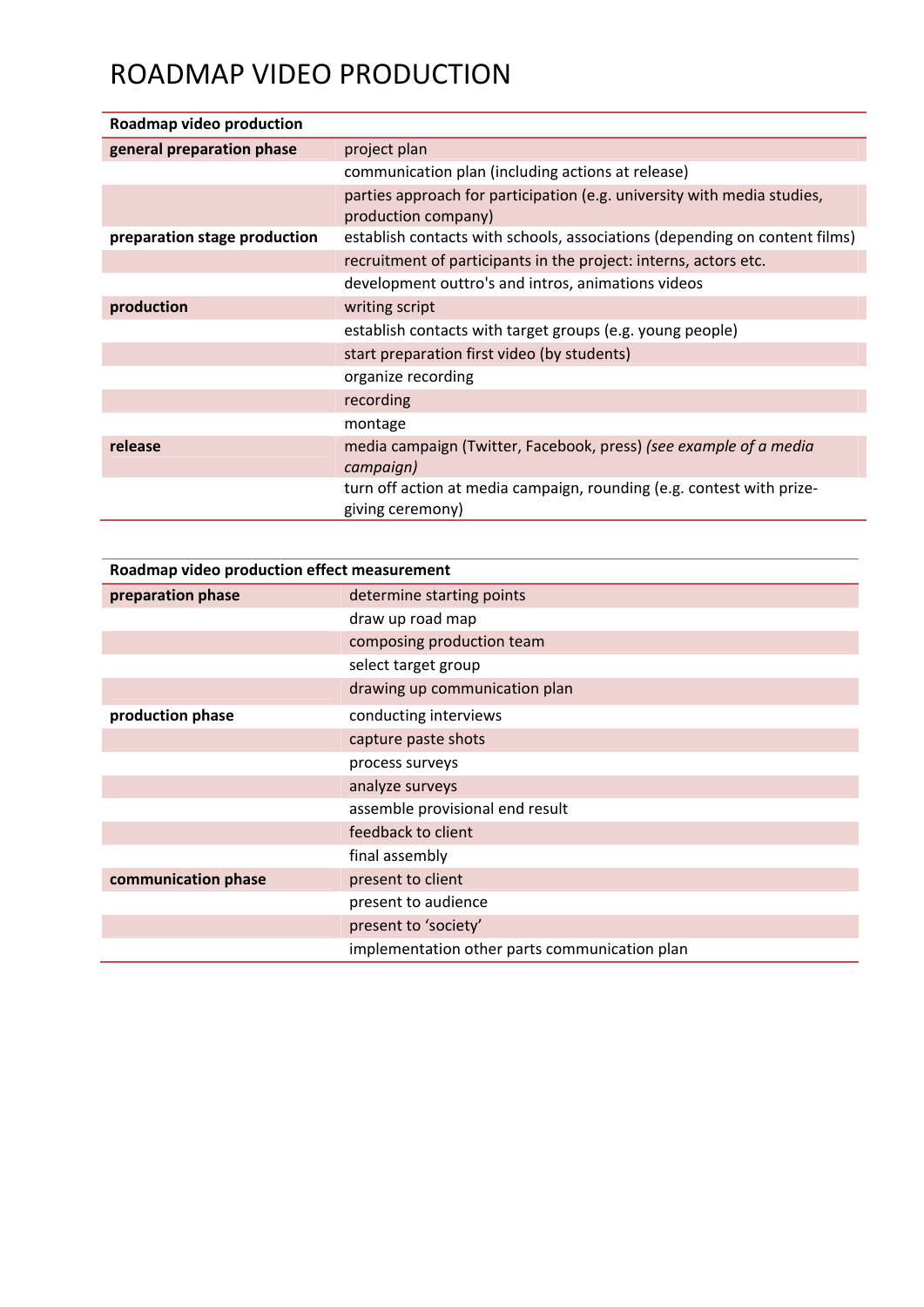# ROADMAP VIDEO PRODUCTION

| Roadmap video production | |
|---|---|
| **general preparation phase** | project plan |
| | communication plan (including actions at release) |
| | parties approach for participation (e.g. university with media studies, production company) |
| **preparation stage production** | establish contacts with schools, associations (depending on content films) |
| | recruitment of participants in the project: interns, actors etc. |
| | development outtro's and intros, animations videos |
| **production** | writing script |
| | establish contacts with target groups (e.g. young people) |
| | start preparation first video (by students) |
| | organize recording |
| | recording |
| | montage |
| **release** | media campaign (Twitter, Facebook, press) *(see example of a media campaign)* |
| | turn off action at media campaign, rounding (e.g. contest with prize-giving ceremony) |

| Roadmap video production effect measurement | |
|---|---|
| **preparation phase** | determine starting points |
| | draw up road map |
| | composing production team |
| | select target group |
| | drawing up communication plan |
| **production phase** | conducting interviews |
| | capture paste shots |
| | process surveys |
| | analyze surveys |
| | assemble provisional end result |
| | feedback to client |
| | final assembly |
| **communication phase** | present to client |
| | present to audience |
| | present to 'society' |
| | implementation other parts communication plan |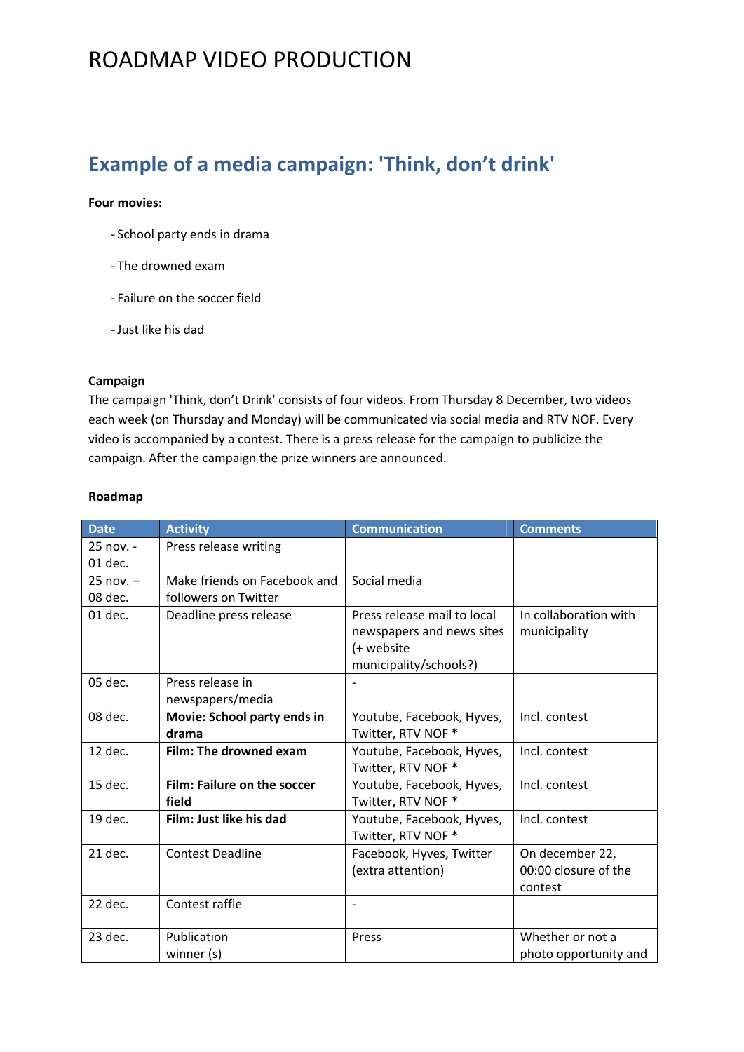# ROADMAP VIDEO PRODUCTION

## Example of a media campaign: 'Think, don't drink'

**Four movies:**

- School party ends in drama
- The drowned exam
- Failure on the soccer field
- Just like his dad

**Campaign**

The campaign 'Think, don't Drink' consists of four videos. From Thursday 8 December, two videos each week (on Thursday and Monday) will be communicated via social media and RTV NOF. Every video is accompanied by a contest. There is a press release for the campaign to publicize the campaign. After the campaign the prize winners are announced.

**Roadmap**

| Date | Activity | Communication | Comments |
|---|---|---|---|
| 25 nov. - 01 dec. | Press release writing | | |
| 25 nov. – 08 dec. | Make friends on Facebook and followers on Twitter | Social media | |
| 01 dec. | Deadline press release | Press release mail to local newspapers and news sites (+ website municipality/schools?) | In collaboration with municipality |
| 05 dec. | Press release in newspapers/media | - | |
| 08 dec. | **Movie: School party ends in drama** | Youtube, Facebook, Hyves, Twitter, RTV NOF * | Incl. contest |
| 12 dec. | **Film: The drowned exam** | Youtube, Facebook, Hyves, Twitter, RTV NOF * | Incl. contest |
| 15 dec. | **Film: Failure on the soccer field** | Youtube, Facebook, Hyves, Twitter, RTV NOF * | Incl. contest |
| 19 dec. | **Film: Just like his dad** | Youtube, Facebook, Hyves, Twitter, RTV NOF * | Incl. contest |
| 21 dec. | Contest Deadline | Facebook, Hyves, Twitter (extra attention) | On december 22, 00:00 closure of the contest |
| 22 dec. | Contest raffle | - | |
| 23 dec. | Publication winner (s) | Press | Whether or not a photo opportunity and |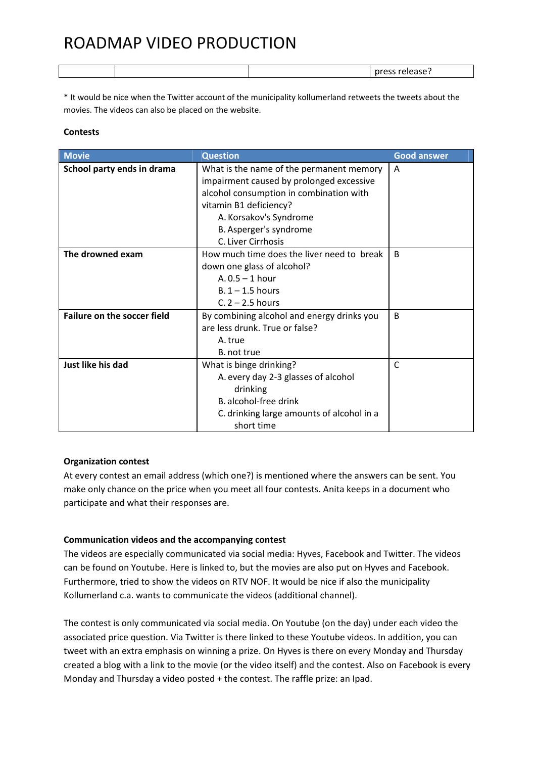# ROADMAP VIDEO PRODUCTION

| | | | |
|---|---|---|---|
| | | | press release? |

* It would be nice when the Twitter account of the municipality kollumerland retweets the tweets about the movies. The videos can also be placed on the website.

**Contests**

| Movie | Question | Good answer |
|---|---|---|
| **School party ends in drama** | What is the name of the permanent memory impairment caused by prolonged excessive alcohol consumption in combination with vitamin B1 deficiency?<br>A. Korsakov's Syndrome<br>B. Asperger's syndrome<br>C. Liver Cirrhosis | A |
| **The drowned exam** | How much time does the liver need to break down one glass of alcohol?<br>A. 0.5 – 1 hour<br>B. 1 – 1.5 hours<br>C. 2 – 2.5 hours | B |
| **Failure on the soccer field** | By combining alcohol and energy drinks you are less drunk. True or false?<br>A. true<br>B. not true | B |
| **Just like his dad** | What is binge drinking?<br>A. every day 2-3 glasses of alcohol drinking<br>B. alcohol-free drink<br>C. drinking large amounts of alcohol in a short time | C |

**Organization contest**

At every contest an email address (which one?) is mentioned where the answers can be sent. You make only chance on the price when you meet all four contests. Anita keeps in a document who participate and what their responses are.

**Communication videos and the accompanying contest**

The videos are especially communicated via social media: Hyves, Facebook and Twitter. The videos can be found on Youtube. Here is linked to, but the movies are also put on Hyves and Facebook. Furthermore, tried to show the videos on RTV NOF. It would be nice if also the municipality Kollumerland c.a. wants to communicate the videos (additional channel).

The contest is only communicated via social media. On Youtube (on the day) under each video the associated price question. Via Twitter is there linked to these Youtube videos. In addition, you can tweet with an extra emphasis on winning a prize. On Hyves is there on every Monday and Thursday created a blog with a link to the movie (or the video itself) and the contest. Also on Facebook is every Monday and Thursday a video posted + the contest. The raffle prize: an Ipad.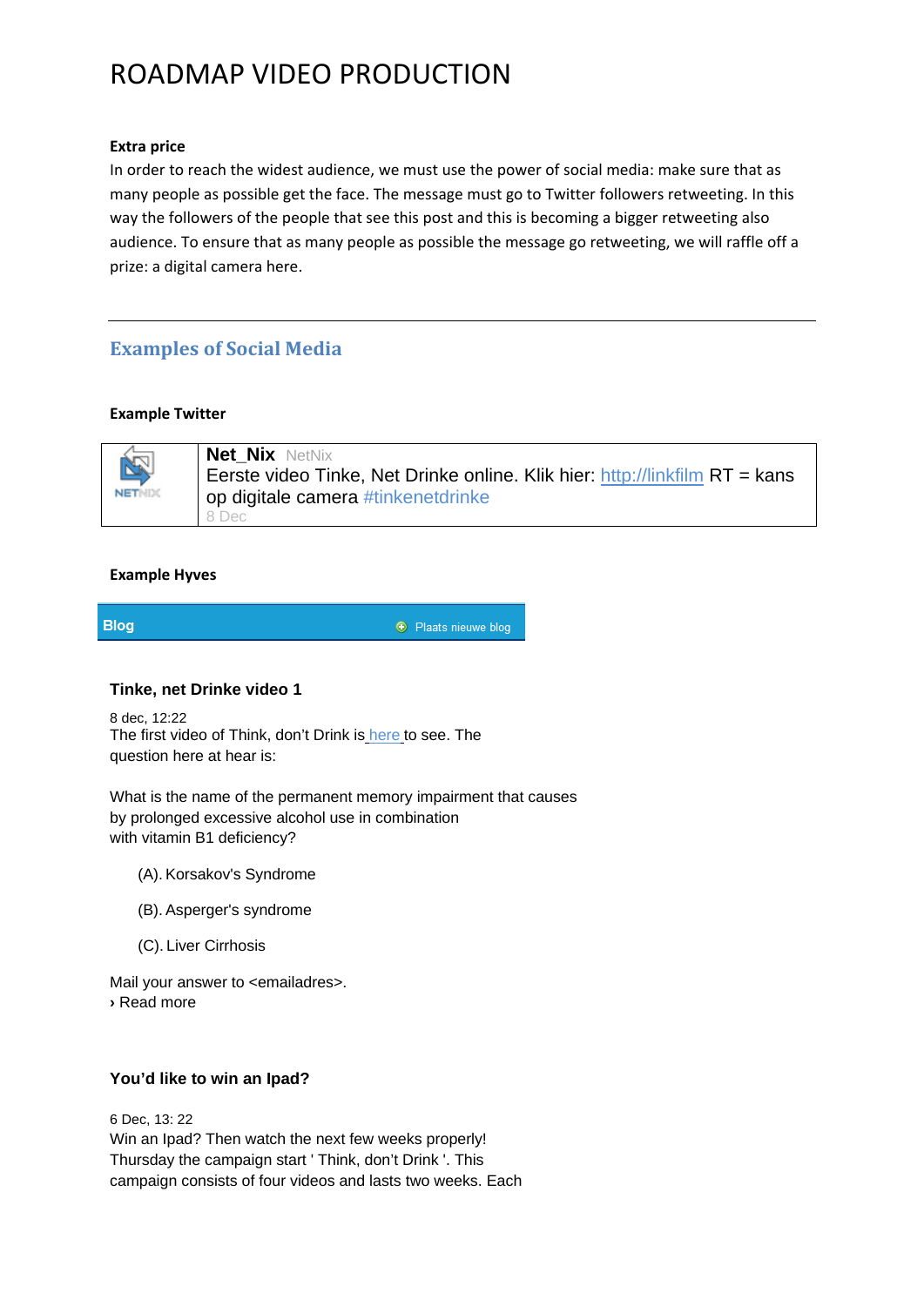# ROADMAP VIDEO PRODUCTION

**Extra price**

In order to reach the widest audience, we must use the power of social media: make sure that as many people as possible get the face. The message must go to Twitter followers retweeting. In this way the followers of the people that see this post and this is becoming a bigger retweeting also audience. To ensure that as many people as possible the message go retweeting, we will raffle off a prize: a digital camera here.

---

## Examples of Social Media

**Example Twitter**

| | |
|---|---|
| NETNIX | **Net_Nix** NetNix<br>Eerste video Tinke, Net Drinke online. Klik hier: http://linkfilm RT = kans op digitale camera #tinkenetdrinke<br>8 Dec |

**Example Hyves**

**Blog** Plaats nieuwe blog

**Tinke, net Drinke video 1**

8 dec, 12:22
The first video of Think, don't Drink is here to see. The question here at hear is:

What is the name of the permanent memory impairment that causes by prolonged excessive alcohol use in combination with vitamin B1 deficiency?

(A). Korsakov's Syndrome

(B). Asperger's syndrome

(C). Liver Cirrhosis

Mail your answer to <emailadres>.
› Read more

**You'd like to win an Ipad?**

6 Dec, 13: 22
Win an Ipad? Then watch the next few weeks properly!
Thursday the campaign start ' Think, don't Drink '. This campaign consists of four videos and lasts two weeks. Each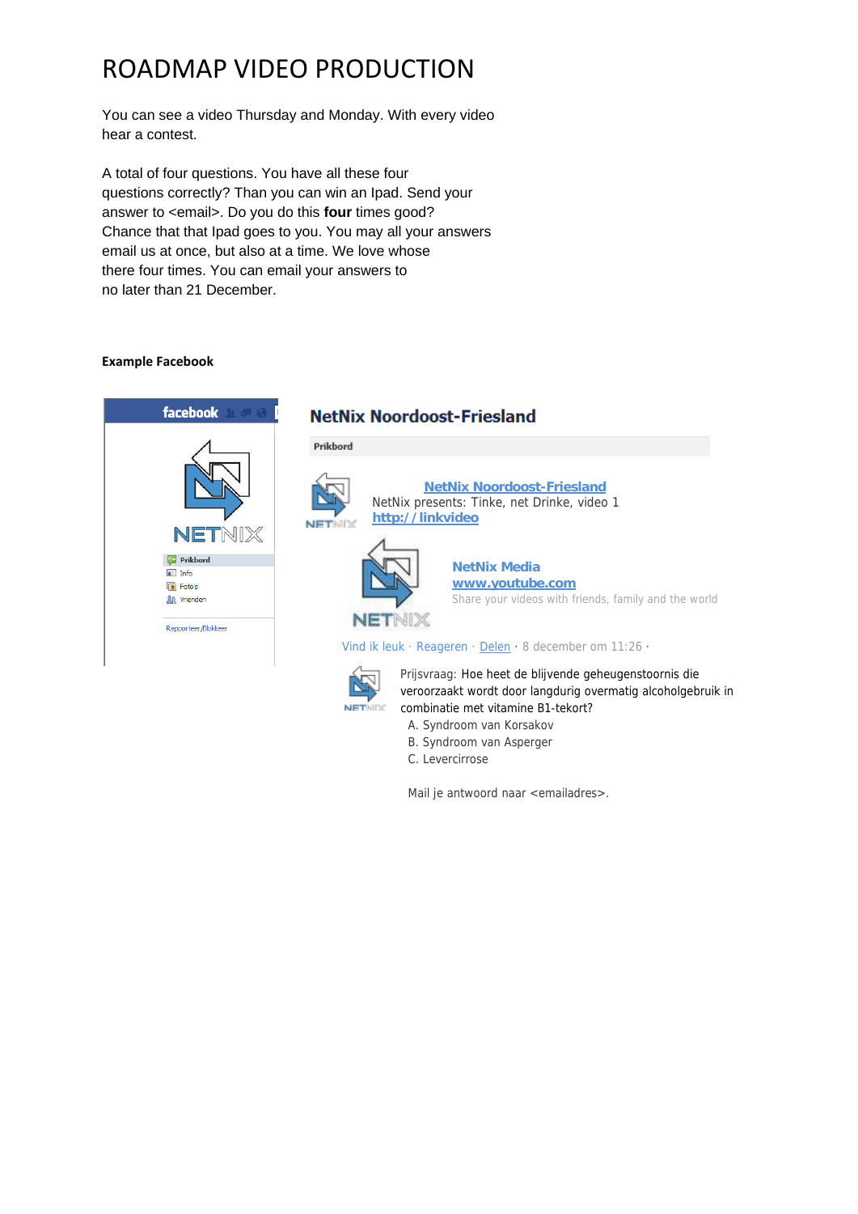# ROADMAP VIDEO PRODUCTION

You can see a video Thursday and Monday. With every video hear a contest.

A total of four questions. You have all these four questions correctly? Than you can win an Ipad. Send your answer to <email>. Do you do this **four** times good? Chance that that Ipad goes to you. You may all your answers email us at once, but also at a time. We love whose there four times. You can email your answers to no later than 21 December.

**Example Facebook**

facebook

NETNIX

Prikbord
Info
Foto's
Vrienden

Rapporteer/Blokkeer

**NetNix Noordoost-Friesland**

Prikbord

NETNIX

**NetNix Noordoost-Friesland**
NetNix presents: Tinke, net Drinke, video 1
**http://linkvideo**

NETNIX

**NetNix Media**
**www.youtube.com**
Share your videos with friends, family and the world

Vind ik leuk · Reageren · Delen · 8 december om 11:26 ·

NETNIX

Prijsvraag: Hoe heet de blijvende geheugenstoornis die veroorzaakt wordt door langdurig overmatig alcoholgebruik in combinatie met vitamine B1-tekort?

A. Syndroom van Korsakov
B. Syndroom van Asperger
C. Levercirrose

Mail je antwoord naar <emailadres>.